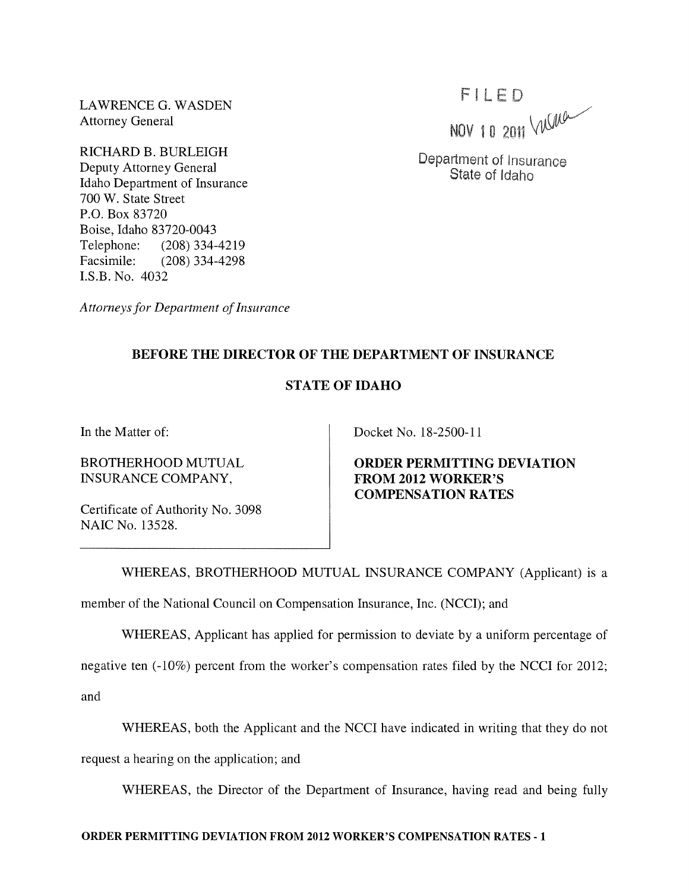LAWRENCE G. WASDEN
Attorney General

RICHARD B. BURLEIGH
Deputy Attorney General
Idaho Department of Insurance
700 W. State Street
P.O. Box 83720
Boise, Idaho 83720-0043
Telephone: (208) 334-4219
Facsimile: (208) 334-4298
I.S.B. No. 4032

*Attorneys for Department of Insurance*

FILED
NOV 10 2011
Department of Insurance
State of Idaho

## BEFORE THE DIRECTOR OF THE DEPARTMENT OF INSURANCE

## STATE OF IDAHO

In the Matter of:

BROTHERHOOD MUTUAL INSURANCE COMPANY,

Certificate of Authority No. 3098
NAIC No. 13528.

Docket No. 18-2500-11

**ORDER PERMITTING DEVIATION FROM 2012 WORKER'S COMPENSATION RATES**

WHEREAS, BROTHERHOOD MUTUAL INSURANCE COMPANY (Applicant) is a member of the National Council on Compensation Insurance, Inc. (NCCI); and

WHEREAS, Applicant has applied for permission to deviate by a uniform percentage of negative ten (-10%) percent from the worker's compensation rates filed by the NCCI for 2012; and

WHEREAS, both the Applicant and the NCCI have indicated in writing that they do not request a hearing on the application; and

WHEREAS, the Director of the Department of Insurance, having read and being fully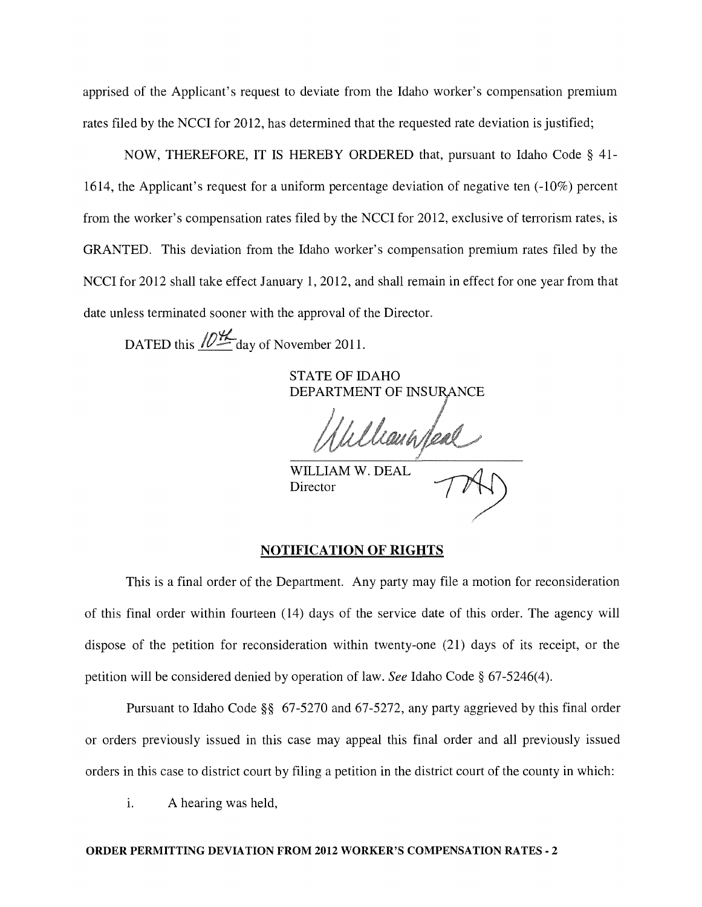apprised of the Applicant's request to deviate from the Idaho worker's compensation premium rates filed by the NCCI for 2012, has determined that the requested rate deviation is justified;

NOW, THEREFORE, IT IS HEREBY ORDERED that, pursuant to Idaho Code § 41-1614, the Applicant's request for a uniform percentage deviation of negative ten (-10%) percent from the worker's compensation rates filed by the NCCI for 2012, exclusive of terrorism rates, is GRANTED. This deviation from the Idaho worker's compensation premium rates filed by the NCCI for 2012 shall take effect January 1, 2012, and shall remain in effect for one year from that date unless terminated sooner with the approval of the Director.

DATED this 10th day of November 2011.

STATE OF IDAHO
DEPARTMENT OF INSURANCE

WILLIAM W. DEAL
Director

## NOTIFICATION OF RIGHTS

This is a final order of the Department. Any party may file a motion for reconsideration of this final order within fourteen (14) days of the service date of this order. The agency will dispose of the petition for reconsideration within twenty-one (21) days of its receipt, or the petition will be considered denied by operation of law. *See* Idaho Code § 67-5246(4).

Pursuant to Idaho Code §§ 67-5270 and 67-5272, any party aggrieved by this final order or orders previously issued in this case may appeal this final order and all previously issued orders in this case to district court by filing a petition in the district court of the county in which:

i. A hearing was held,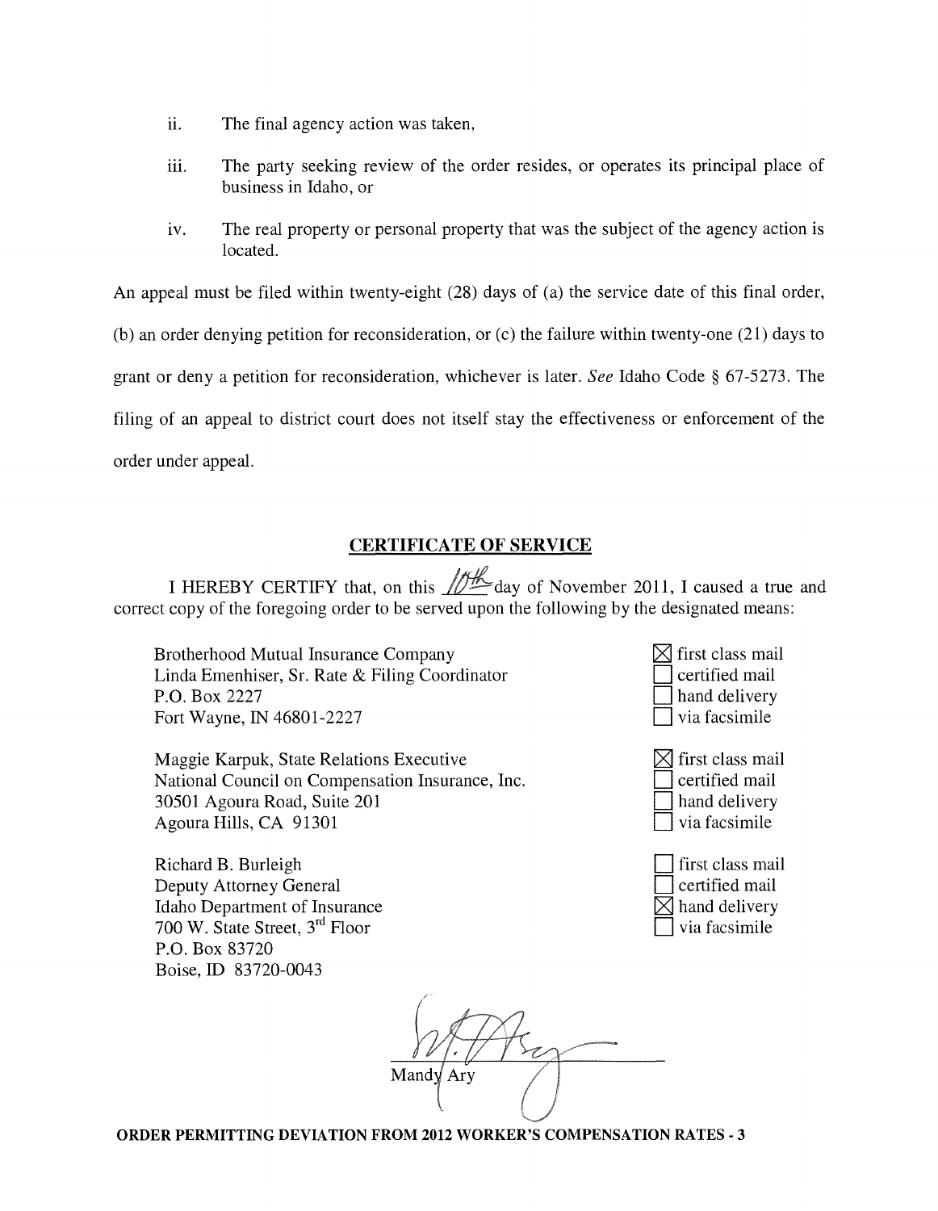ii. The final agency action was taken,

iii. The party seeking review of the order resides, or operates its principal place of business in Idaho, or

iv. The real property or personal property that was the subject of the agency action is located.

An appeal must be filed within twenty-eight (28) days of (a) the service date of this final order, (b) an order denying petition for reconsideration, or (c) the failure within twenty-one (21) days to grant or deny a petition for reconsideration, whichever is later. *See* Idaho Code § 67-5273. The filing of an appeal to district court does not itself stay the effectiveness or enforcement of the order under appeal.

## CERTIFICATE OF SERVICE

I HEREBY CERTIFY that, on this 10th day of November 2011, I caused a true and correct copy of the foregoing order to be served upon the following by the designated means:

Brotherhood Mutual Insurance Company
Linda Emenhiser, Sr. Rate & Filing Coordinator
P.O. Box 2227
Fort Wayne, IN 46801-2227

- [x] first class mail
- [ ] certified mail
- [ ] hand delivery
- [ ] via facsimile

Maggie Karpuk, State Relations Executive
National Council on Compensation Insurance, Inc.
30501 Agoura Road, Suite 201
Agoura Hills, CA 91301

- [x] first class mail
- [ ] certified mail
- [ ] hand delivery
- [ ] via facsimile

Richard B. Burleigh
Deputy Attorney General
Idaho Department of Insurance
700 W. State Street, 3rd Floor
P.O. Box 83720
Boise, ID 83720-0043

- [ ] first class mail
- [ ] certified mail
- [x] hand delivery
- [ ] via facsimile

Mandy Ary

ORDER PERMITTING DEVIATION FROM 2012 WORKER'S COMPENSATION RATES - 3